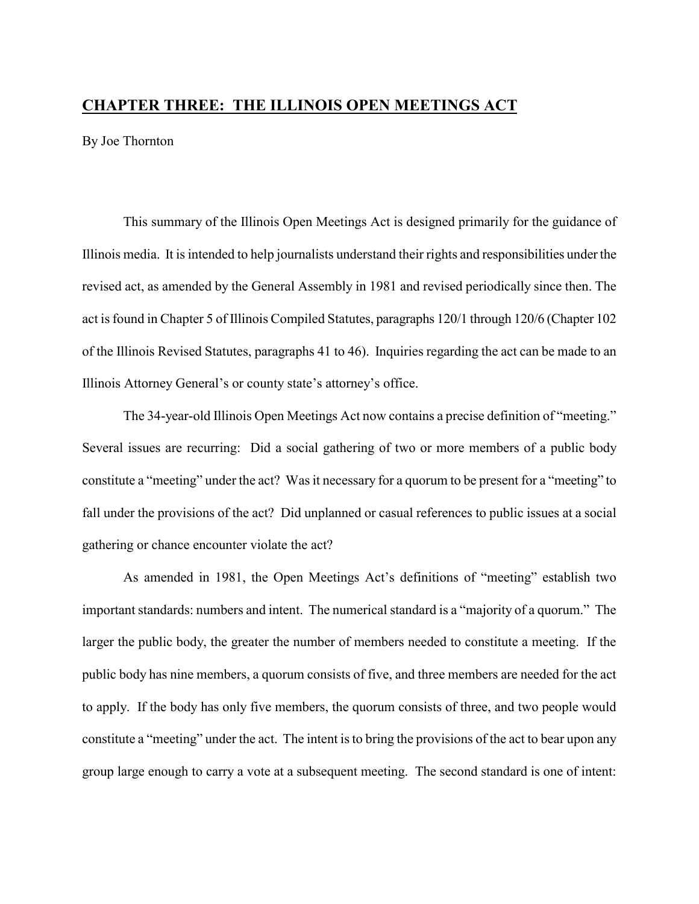## CHAPTER THREE: THE ILLINOIS OPEN MEETINGS ACT

By Joe Thornton

This summary of the Illinois Open Meetings Act is designed primarily for the guidance of Illinois media. It is intended to help journalists understand their rights and responsibilities under the revised act, as amended by the General Assembly in 1981 and revised periodically since then. The act is found in Chapter 5 of Illinois Compiled Statutes, paragraphs 120/1 through 120/6 (Chapter 102 of the Illinois Revised Statutes, paragraphs 41 to 46). Inquiries regarding the act can be made to an Illinois Attorney General's or county state's attorney's office.

The 34-year-old Illinois Open Meetings Act now contains a precise definition of "meeting." Several issues are recurring: Did a social gathering of two or more members of a public body constitute a "meeting" under the act? Was it necessary for a quorum to be present for a "meeting" to fall under the provisions of the act? Did unplanned or casual references to public issues at a social gathering or chance encounter violate the act?

As amended in 1981, the Open Meetings Act's definitions of "meeting" establish two important standards: numbers and intent. The numerical standard is a "majority of a quorum." The larger the public body, the greater the number of members needed to constitute a meeting. If the public body has nine members, a quorum consists of five, and three members are needed for the act to apply. If the body has only five members, the quorum consists of three, and two people would constitute a "meeting" under the act. The intent is to bring the provisions of the act to bear upon any group large enough to carry a vote at a subsequent meeting. The second standard is one of intent: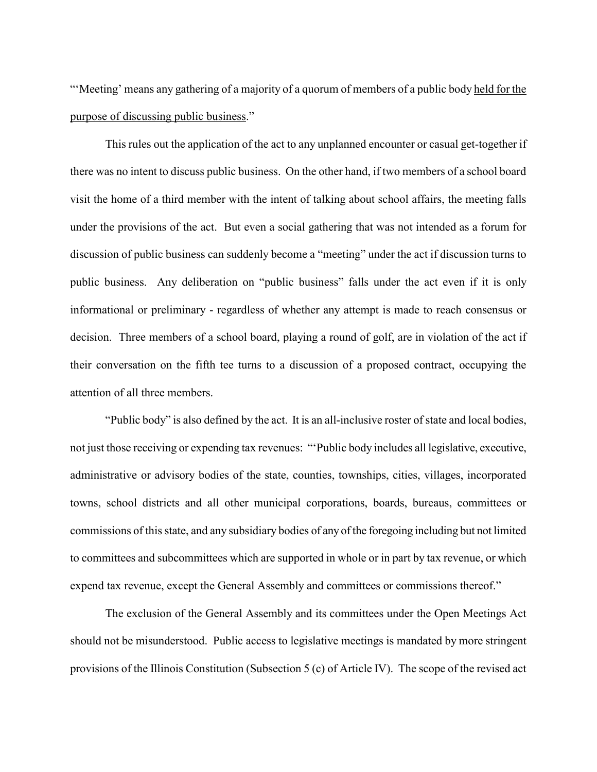"'Meeting' means any gathering of a majority of a quorum of members of a public body <u>held for the purpose of discussing public business</u>."

This rules out the application of the act to any unplanned encounter or casual get-together if there was no intent to discuss public business. On the other hand, if two members of a school board visit the home of a third member with the intent of talking about school affairs, the meeting falls under the provisions of the act. But even a social gathering that was not intended as a forum for discussion of public business can suddenly become a "meeting" under the act if discussion turns to public business. Any deliberation on "public business" falls under the act even if it is only informational or preliminary - regardless of whether any attempt is made to reach consensus or decision. Three members of a school board, playing a round of golf, are in violation of the act if their conversation on the fifth tee turns to a discussion of a proposed contract, occupying the attention of all three members.

"Public body" is also defined by the act. It is an all-inclusive roster of state and local bodies, not just those receiving or expending tax revenues: "'Public body includes all legislative, executive, administrative or advisory bodies of the state, counties, townships, cities, villages, incorporated towns, school districts and all other municipal corporations, boards, bureaus, committees or commissions of this state, and any subsidiary bodies of any of the foregoing including but not limited to committees and subcommittees which are supported in whole or in part by tax revenue, or which expend tax revenue, except the General Assembly and committees or commissions thereof."

The exclusion of the General Assembly and its committees under the Open Meetings Act should not be misunderstood. Public access to legislative meetings is mandated by more stringent provisions of the Illinois Constitution (Subsection 5 (c) of Article IV). The scope of the revised act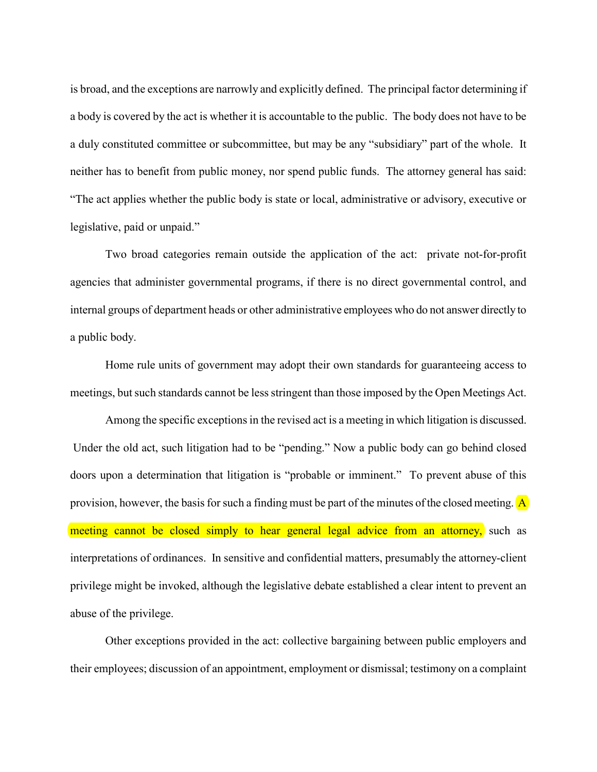is broad, and the exceptions are narrowly and explicitly defined. The principal factor determining if a body is covered by the act is whether it is accountable to the public. The body does not have to be a duly constituted committee or subcommittee, but may be any "subsidiary" part of the whole. It neither has to benefit from public money, nor spend public funds. The attorney general has said: "The act applies whether the public body is state or local, administrative or advisory, executive or legislative, paid or unpaid."

Two broad categories remain outside the application of the act: private not-for-profit agencies that administer governmental programs, if there is no direct governmental control, and internal groups of department heads or other administrative employees who do not answer directly to a public body.

Home rule units of government may adopt their own standards for guaranteeing access to meetings, but such standards cannot be less stringent than those imposed by the Open Meetings Act.

Among the specific exceptions in the revised act is a meeting in which litigation is discussed. Under the old act, such litigation had to be "pending." Now a public body can go behind closed doors upon a determination that litigation is "probable or imminent." To prevent abuse of this provision, however, the basis for such a finding must be part of the minutes of the closed meeting. A meeting cannot be closed simply to hear general legal advice from an attorney, such as interpretations of ordinances. In sensitive and confidential matters, presumably the attorney-client privilege might be invoked, although the legislative debate established a clear intent to prevent an abuse of the privilege.

Other exceptions provided in the act: collective bargaining between public employers and their employees; discussion of an appointment, employment or dismissal; testimony on a complaint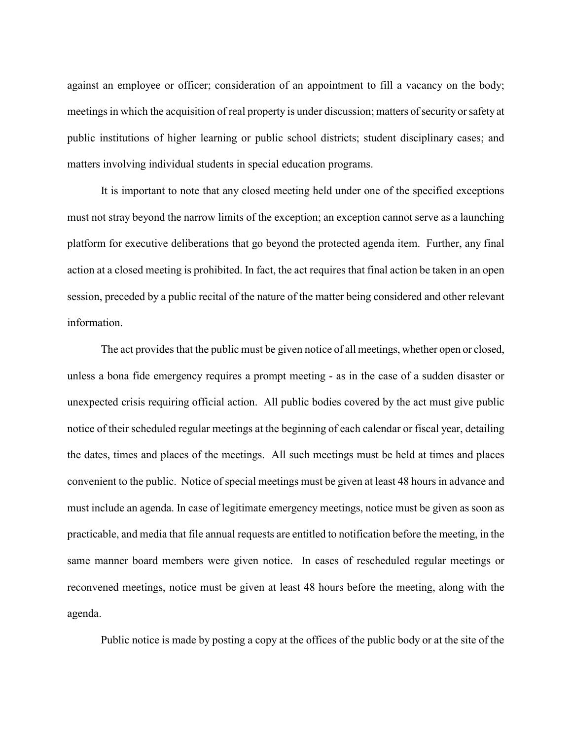against an employee or officer; consideration of an appointment to fill a vacancy on the body; meetings in which the acquisition of real property is under discussion; matters of security or safety at public institutions of higher learning or public school districts; student disciplinary cases; and matters involving individual students in special education programs.

It is important to note that any closed meeting held under one of the specified exceptions must not stray beyond the narrow limits of the exception; an exception cannot serve as a launching platform for executive deliberations that go beyond the protected agenda item. Further, any final action at a closed meeting is prohibited. In fact, the act requires that final action be taken in an open session, preceded by a public recital of the nature of the matter being considered and other relevant information.

The act provides that the public must be given notice of all meetings, whether open or closed, unless a bona fide emergency requires a prompt meeting - as in the case of a sudden disaster or unexpected crisis requiring official action. All public bodies covered by the act must give public notice of their scheduled regular meetings at the beginning of each calendar or fiscal year, detailing the dates, times and places of the meetings. All such meetings must be held at times and places convenient to the public. Notice of special meetings must be given at least 48 hours in advance and must include an agenda. In case of legitimate emergency meetings, notice must be given as soon as practicable, and media that file annual requests are entitled to notification before the meeting, in the same manner board members were given notice. In cases of rescheduled regular meetings or reconvened meetings, notice must be given at least 48 hours before the meeting, along with the agenda.

Public notice is made by posting a copy at the offices of the public body or at the site of the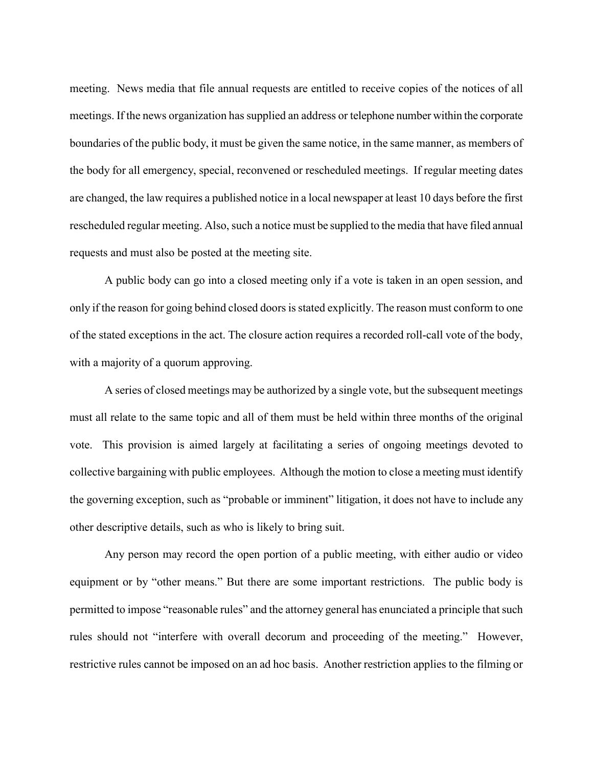meeting. News media that file annual requests are entitled to receive copies of the notices of all meetings. If the news organization has supplied an address or telephone number within the corporate boundaries of the public body, it must be given the same notice, in the same manner, as members of the body for all emergency, special, reconvened or rescheduled meetings. If regular meeting dates are changed, the law requires a published notice in a local newspaper at least 10 days before the first rescheduled regular meeting. Also, such a notice must be supplied to the media that have filed annual requests and must also be posted at the meeting site.

A public body can go into a closed meeting only if a vote is taken in an open session, and only if the reason for going behind closed doors is stated explicitly. The reason must conform to one of the stated exceptions in the act. The closure action requires a recorded roll-call vote of the body, with a majority of a quorum approving.

A series of closed meetings may be authorized by a single vote, but the subsequent meetings must all relate to the same topic and all of them must be held within three months of the original vote. This provision is aimed largely at facilitating a series of ongoing meetings devoted to collective bargaining with public employees. Although the motion to close a meeting must identify the governing exception, such as "probable or imminent" litigation, it does not have to include any other descriptive details, such as who is likely to bring suit.

Any person may record the open portion of a public meeting, with either audio or video equipment or by "other means." But there are some important restrictions. The public body is permitted to impose "reasonable rules" and the attorney general has enunciated a principle that such rules should not "interfere with overall decorum and proceeding of the meeting." However, restrictive rules cannot be imposed on an ad hoc basis. Another restriction applies to the filming or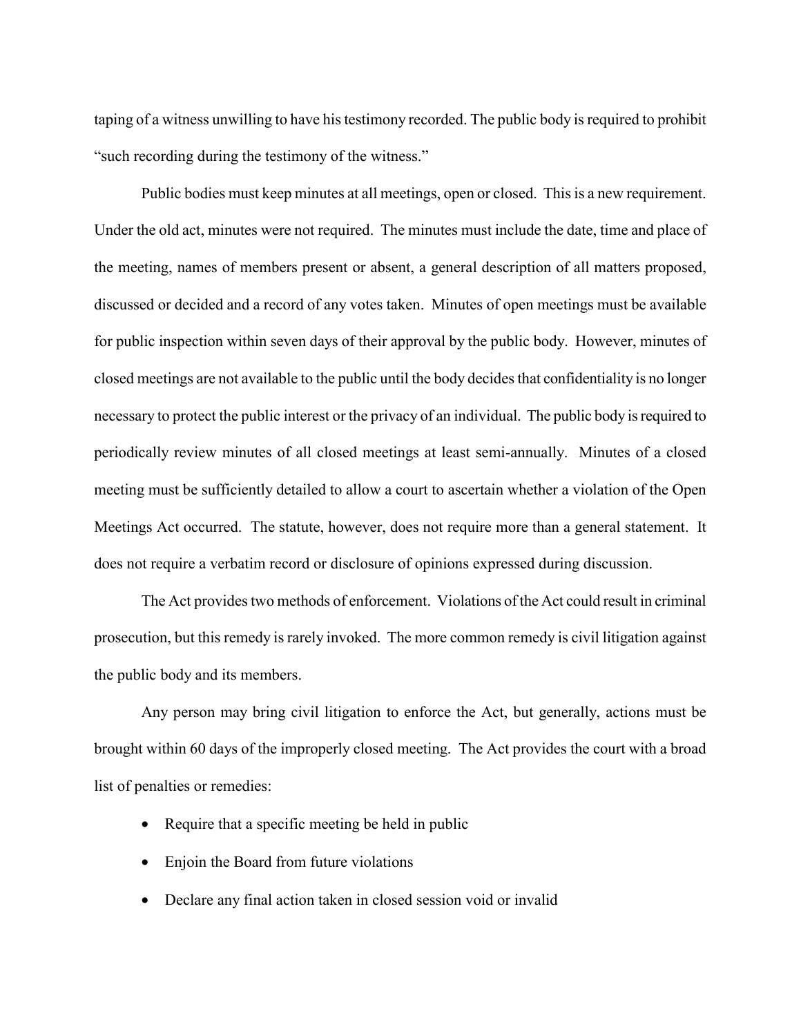taping of a witness unwilling to have his testimony recorded. The public body is required to prohibit "such recording during the testimony of the witness."

Public bodies must keep minutes at all meetings, open or closed. This is a new requirement. Under the old act, minutes were not required. The minutes must include the date, time and place of the meeting, names of members present or absent, a general description of all matters proposed, discussed or decided and a record of any votes taken. Minutes of open meetings must be available for public inspection within seven days of their approval by the public body. However, minutes of closed meetings are not available to the public until the body decides that confidentiality is no longer necessary to protect the public interest or the privacy of an individual. The public body is required to periodically review minutes of all closed meetings at least semi-annually. Minutes of a closed meeting must be sufficiently detailed to allow a court to ascertain whether a violation of the Open Meetings Act occurred. The statute, however, does not require more than a general statement. It does not require a verbatim record or disclosure of opinions expressed during discussion.

The Act provides two methods of enforcement. Violations of the Act could result in criminal prosecution, but this remedy is rarely invoked. The more common remedy is civil litigation against the public body and its members.

Any person may bring civil litigation to enforce the Act, but generally, actions must be brought within 60 days of the improperly closed meeting. The Act provides the court with a broad list of penalties or remedies:

- Require that a specific meeting be held in public
- Enjoin the Board from future violations
- Declare any final action taken in closed session void or invalid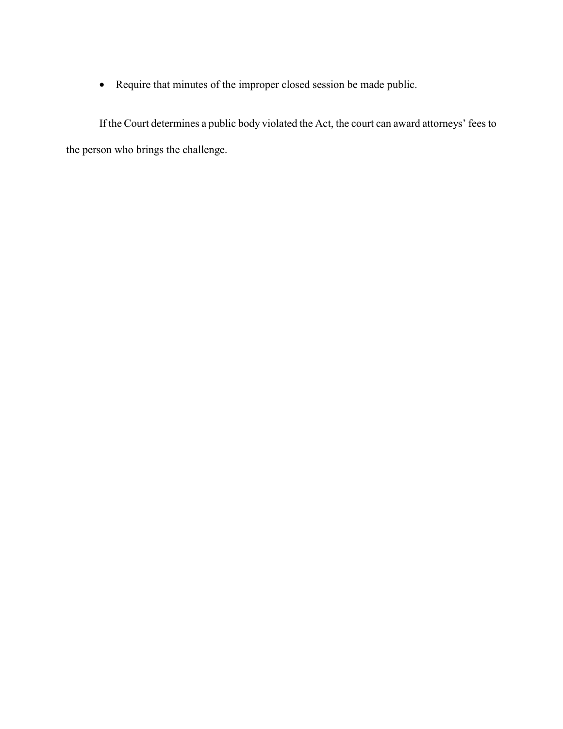- Require that minutes of the improper closed session be made public.

If the Court determines a public body violated the Act, the court can award attorneys' fees to the person who brings the challenge.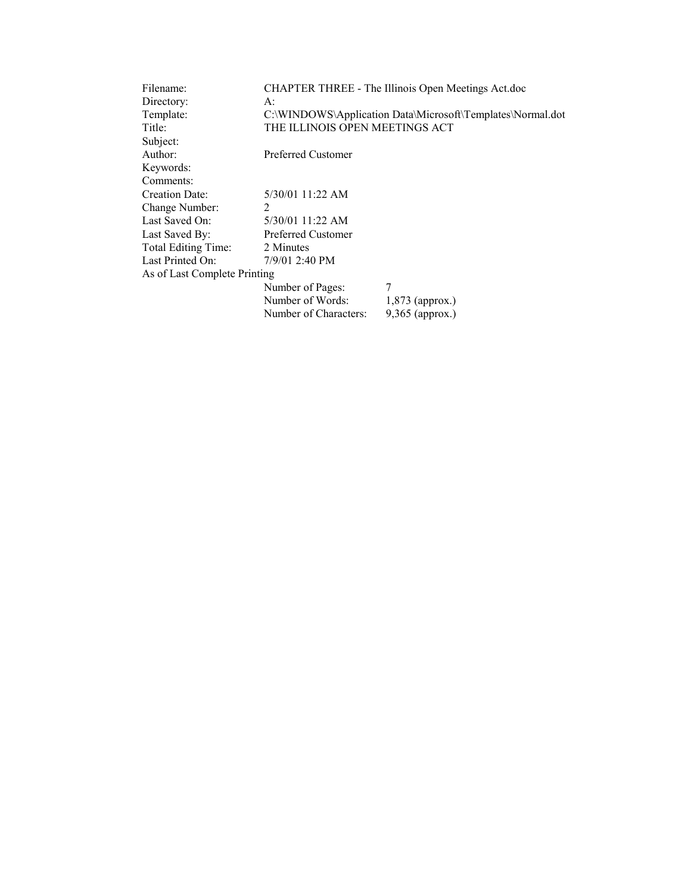| | |
|---|---|
| Filename: | CHAPTER THREE - The Illinois Open Meetings Act.doc |
| Directory: | A: |
| Template: | C:\WINDOWS\Application Data\Microsoft\Templates\Normal.dot |
| Title: | THE ILLINOIS OPEN MEETINGS ACT |
| Subject: | |
| Author: | Preferred Customer |
| Keywords: | |
| Comments: | |
| Creation Date: | 5/30/01 11:22 AM |
| Change Number: | 2 |
| Last Saved On: | 5/30/01 11:22 AM |
| Last Saved By: | Preferred Customer |
| Total Editing Time: | 2 Minutes |
| Last Printed On: | 7/9/01 2:40 PM |

As of Last Complete Printing

| | |
|---|---|
| Number of Pages: | 7 |
| Number of Words: | 1,873 (approx.) |
| Number of Characters: | 9,365 (approx.) |